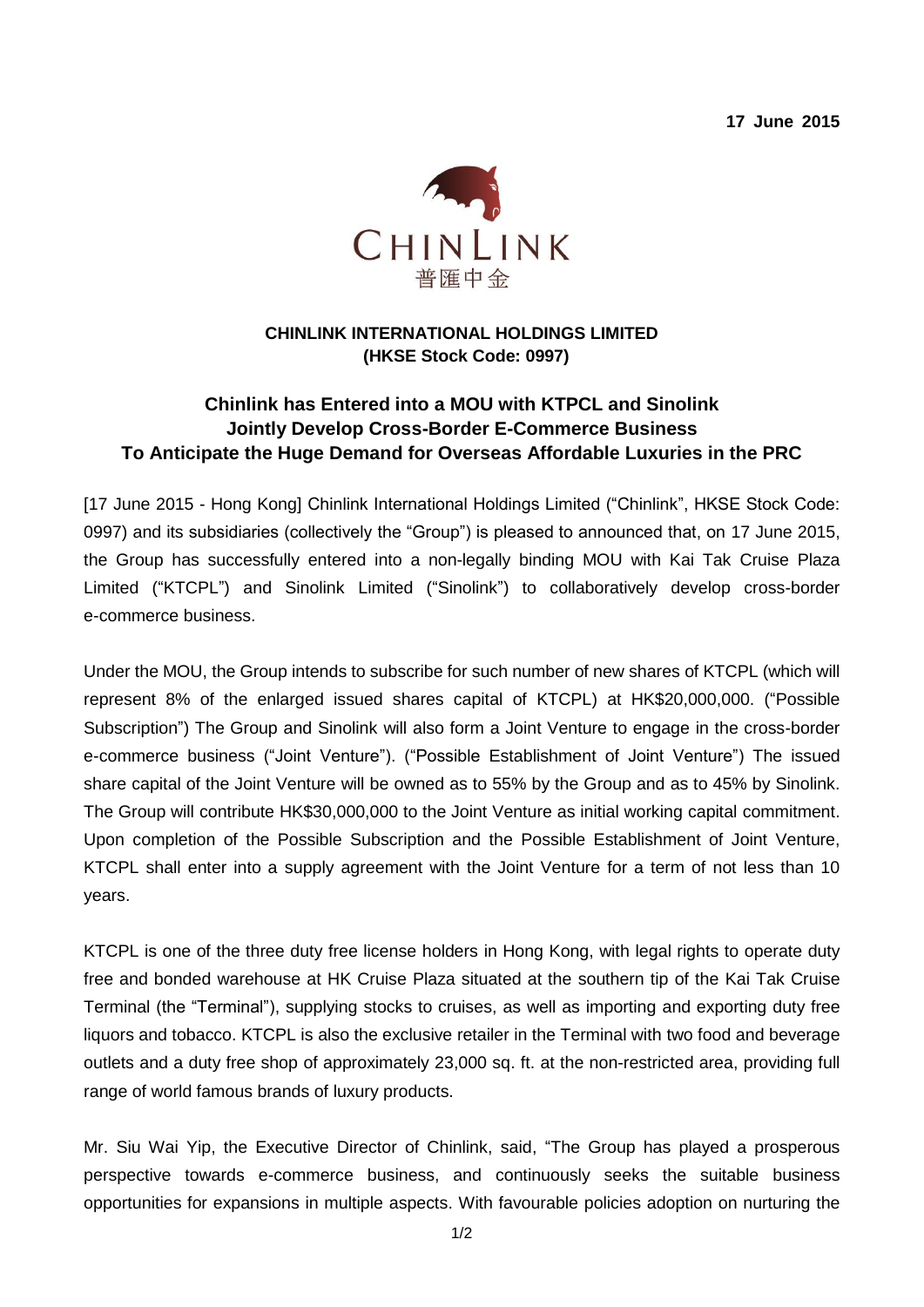17 June 2015

CHINLINK
普匯中金

**CHINLINK INTERNATIONAL HOLDINGS LIMITED**
**(HKSE Stock Code: 0997)**

## Chinlink has Entered into a MOU with KTPCL and Sinolink Jointly Develop Cross-Border E-Commerce Business To Anticipate the Huge Demand for Overseas Affordable Luxuries in the PRC

[17 June 2015 - Hong Kong] Chinlink International Holdings Limited ("Chinlink", HKSE Stock Code: 0997) and its subsidiaries (collectively the "Group") is pleased to announced that, on 17 June 2015, the Group has successfully entered into a non-legally binding MOU with Kai Tak Cruise Plaza Limited ("KTCPL") and Sinolink Limited ("Sinolink") to collaboratively develop cross-border e-commerce business.

Under the MOU, the Group intends to subscribe for such number of new shares of KTCPL (which will represent 8% of the enlarged issued shares capital of KTCPL) at HK$20,000,000. ("Possible Subscription") The Group and Sinolink will also form a Joint Venture to engage in the cross-border e-commerce business ("Joint Venture"). ("Possible Establishment of Joint Venture") The issued share capital of the Joint Venture will be owned as to 55% by the Group and as to 45% by Sinolink. The Group will contribute HK$30,000,000 to the Joint Venture as initial working capital commitment. Upon completion of the Possible Subscription and the Possible Establishment of Joint Venture, KTCPL shall enter into a supply agreement with the Joint Venture for a term of not less than 10 years.

KTCPL is one of the three duty free license holders in Hong Kong, with legal rights to operate duty free and bonded warehouse at HK Cruise Plaza situated at the southern tip of the Kai Tak Cruise Terminal (the "Terminal"), supplying stocks to cruises, as well as importing and exporting duty free liquors and tobacco. KTCPL is also the exclusive retailer in the Terminal with two food and beverage outlets and a duty free shop of approximately 23,000 sq. ft. at the non-restricted area, providing full range of world famous brands of luxury products.

Mr. Siu Wai Yip, the Executive Director of Chinlink, said, "The Group has played a prosperous perspective towards e-commerce business, and continuously seeks the suitable business opportunities for expansions in multiple aspects. With favourable policies adoption on nurturing the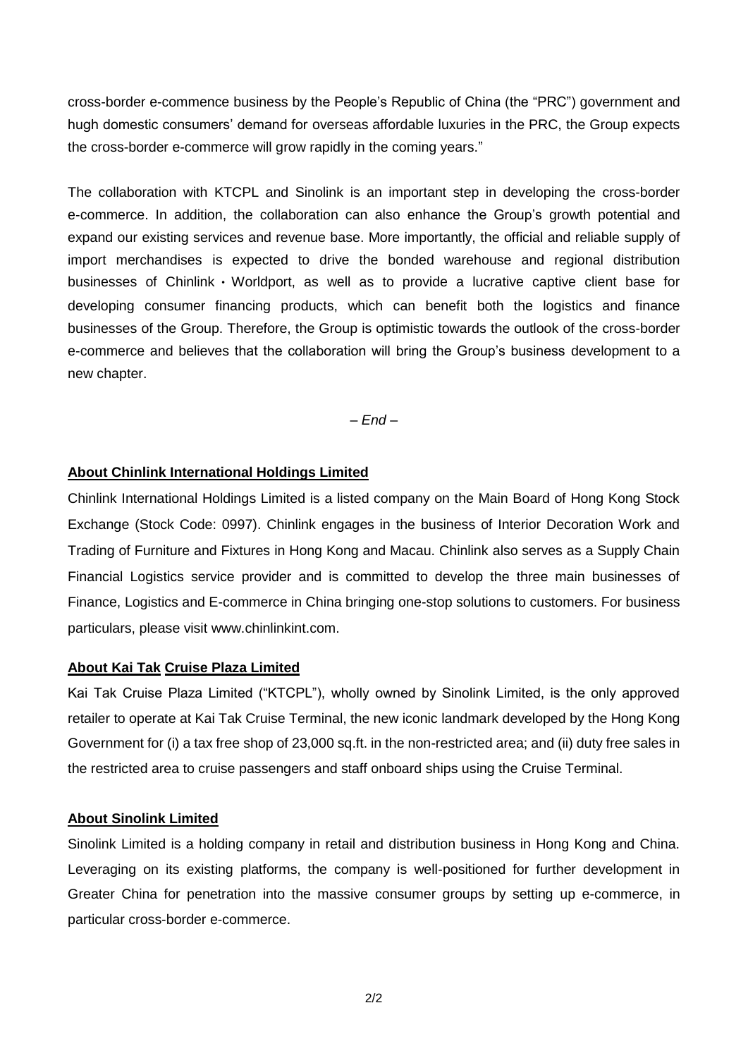cross-border e-commence business by the People's Republic of China (the "PRC") government and hugh domestic consumers' demand for overseas affordable luxuries in the PRC, the Group expects the cross-border e-commerce will grow rapidly in the coming years."

The collaboration with KTCPL and Sinolink is an important step in developing the cross-border e-commerce. In addition, the collaboration can also enhance the Group's growth potential and expand our existing services and revenue base. More importantly, the official and reliable supply of import merchandises is expected to drive the bonded warehouse and regional distribution businesses of Chinlink・Worldport, as well as to provide a lucrative captive client base for developing consumer financing products, which can benefit both the logistics and finance businesses of the Group. Therefore, the Group is optimistic towards the outlook of the cross-border e-commerce and believes that the collaboration will bring the Group's business development to a new chapter.

*– End –*

**About Chinlink International Holdings Limited**

Chinlink International Holdings Limited is a listed company on the Main Board of Hong Kong Stock Exchange (Stock Code: 0997). Chinlink engages in the business of Interior Decoration Work and Trading of Furniture and Fixtures in Hong Kong and Macau. Chinlink also serves as a Supply Chain Financial Logistics service provider and is committed to develop the three main businesses of Finance, Logistics and E-commerce in China bringing one-stop solutions to customers. For business particulars, please visit www.chinlinkint.com.

**About Kai Tak Cruise Plaza Limited**

Kai Tak Cruise Plaza Limited ("KTCPL"), wholly owned by Sinolink Limited, is the only approved retailer to operate at Kai Tak Cruise Terminal, the new iconic landmark developed by the Hong Kong Government for (i) a tax free shop of 23,000 sq.ft. in the non-restricted area; and (ii) duty free sales in the restricted area to cruise passengers and staff onboard ships using the Cruise Terminal.

**About Sinolink Limited**

Sinolink Limited is a holding company in retail and distribution business in Hong Kong and China. Leveraging on its existing platforms, the company is well-positioned for further development in Greater China for penetration into the massive consumer groups by setting up e-commerce, in particular cross-border e-commerce.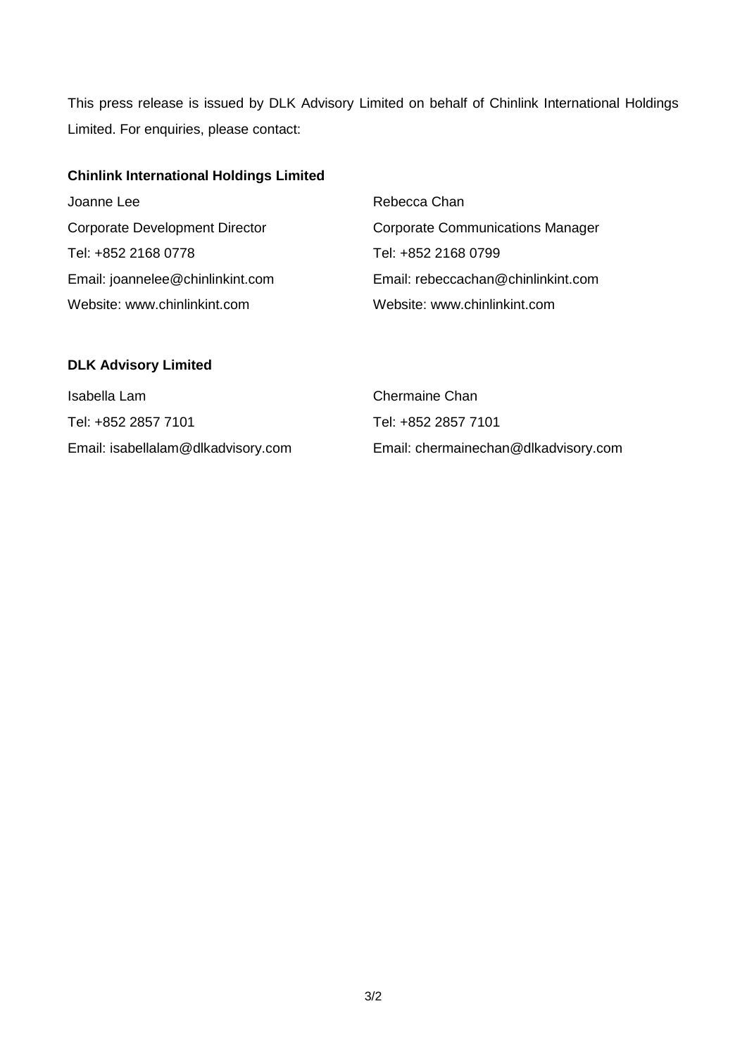This press release is issued by DLK Advisory Limited on behalf of Chinlink International Holdings Limited. For enquiries, please contact:

**Chinlink International Holdings Limited**

Joanne Lee
Corporate Development Director
Tel: +852 2168 0778
Email: joannelee@chinlinkint.com
Website: www.chinlinkint.com

Rebecca Chan
Corporate Communications Manager
Tel: +852 2168 0799
Email: rebeccachan@chinlinkint.com
Website: www.chinlinkint.com

**DLK Advisory Limited**

Isabella Lam
Tel: +852 2857 7101
Email: isabellalam@dlkadvisory.com

Chermaine Chan
Tel: +852 2857 7101
Email: chermainechan@dlkadvisory.com